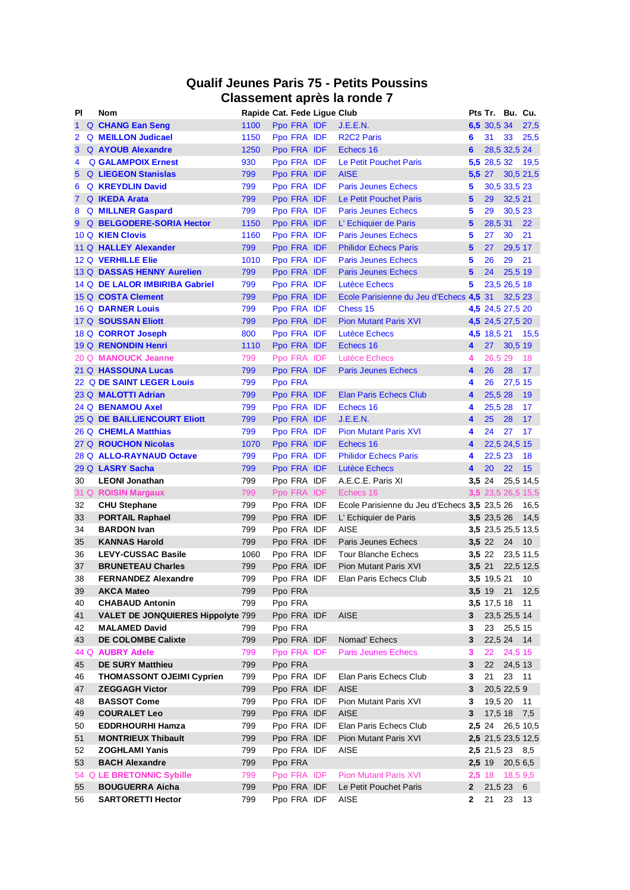# Qualif Jeunes Paris 75 - Petits Poussins
## Classement après la ronde 7

| Pl | | Nom | Rapide | Cat. | Fede | Ligue | Club | Pts | Tr. | Bu. | Cu. |
|---|---|---|---|---|---|---|---|---|---|---|---|
| 1 | Q | CHANG Ean Seng | 1100 | Ppo | FRA | IDF | J.E.E.N. | 6,5 | 30,5 | 34 | 27,5 |
| 2 | Q | MEILLON Judicael | 1150 | Ppo | FRA | IDF | R2C2 Paris | 6 | 31 | 33 | 25,5 |
| 3 | Q | AYOUB Alexandre | 1250 | Ppo | FRA | IDF | Echecs 16 | 6 | 28,5 | 32,5 | 24 |
| 4 | Q | GALAMPOIX Ernest | 930 | Ppo | FRA | IDF | Le Petit Pouchet Paris | 5,5 | 28,5 | 32 | 19,5 |
| 5 | Q | LIEGEON Stanislas | 799 | Ppo | FRA | IDF | AISE | 5,5 | 27 | 30,5 | 21,5 |
| 6 | Q | KREYDLIN David | 799 | Ppo | FRA | IDF | Paris Jeunes Echecs | 5 | 30,5 | 33,5 | 23 |
| 7 | Q | IKEDA Arata | 799 | Ppo | FRA | IDF | Le Petit Pouchet Paris | 5 | 29 | 32,5 | 21 |
| 8 | Q | MILLNER Gaspard | 799 | Ppo | FRA | IDF | Paris Jeunes Echecs | 5 | 29 | 30,5 | 23 |
| 9 | Q | BELGODERE-SORIA Hector | 1150 | Ppo | FRA | IDF | L' Echiquier de Paris | 5 | 28,5 | 31 | 22 |
| 10 | Q | KIEN Clovis | 1160 | Ppo | FRA | IDF | Paris Jeunes Echecs | 5 | 27 | 30 | 21 |
| 11 | Q | HALLEY Alexander | 799 | Ppo | FRA | IDF | Philidor Echecs Paris | 5 | 27 | 29,5 | 17 |
| 12 | Q | VERHILLE Elie | 1010 | Ppo | FRA | IDF | Paris Jeunes Echecs | 5 | 26 | 29 | 21 |
| 13 | Q | DASSAS HENNY Aurelien | 799 | Ppo | FRA | IDF | Paris Jeunes Echecs | 5 | 24 | 25,5 | 19 |
| 14 | Q | DE LALOR IMBIRIBA Gabriel | 799 | Ppo | FRA | IDF | Lutèce Echecs | 5 | 23,5 | 26,5 | 18 |
| 15 | Q | COSTA Clement | 799 | Ppo | FRA | IDF | Ecole Parisienne du Jeu d'Echecs | 4,5 | 31 | 32,5 | 23 |
| 16 | Q | DARNER Louis | 799 | Ppo | FRA | IDF | Chess 15 | 4,5 | 24,5 | 27,5 | 20 |
| 17 | Q | SOUSSAN Eliott | 799 | Ppo | FRA | IDF | Pion Mutant Paris XVI | 4,5 | 24,5 | 27,5 | 20 |
| 18 | Q | CORROT Joseph | 800 | Ppo | FRA | IDF | Lutèce Echecs | 4,5 | 18,5 | 21 | 15,5 |
| 19 | Q | RENONDIN Henri | 1110 | Ppo | FRA | IDF | Echecs 16 | 4 | 27 | 30,5 | 19 |
| 20 | Q | MANOUCK Jeanne | 799 | Ppo | FRA | IDF | Lutèce Echecs | 4 | 26,5 | 29 | 18 |
| 21 | Q | HASSOUNA Lucas | 799 | Ppo | FRA | IDF | Paris Jeunes Echecs | 4 | 26 | 28 | 17 |
| 22 | Q | DE SAINT LEGER Louis | 799 | Ppo | FRA | | | 4 | 26 | 27,5 | 15 |
| 23 | Q | MALOTTI Adrian | 799 | Ppo | FRA | IDF | Elan Paris Echecs Club | 4 | 25,5 | 28 | 19 |
| 24 | Q | BENAMOU Axel | 799 | Ppo | FRA | IDF | Echecs 16 | 4 | 25,5 | 28 | 17 |
| 25 | Q | DE BAILLIENCOURT Eliott | 799 | Ppo | FRA | IDF | J.E.E.N. | 4 | 25 | 28 | 17 |
| 26 | Q | CHEMLA Matthias | 799 | Ppo | FRA | IDF | Pion Mutant Paris XVI | 4 | 24 | 27 | 17 |
| 27 | Q | ROUCHON Nicolas | 1070 | Ppo | FRA | IDF | Echecs 16 | 4 | 22,5 | 24,5 | 15 |
| 28 | Q | ALLO-RAYNAUD Octave | 799 | Ppo | FRA | IDF | Philidor Echecs Paris | 4 | 22,5 | 23 | 18 |
| 29 | Q | LASRY Sacha | 799 | Ppo | FRA | IDF | Lutèce Echecs | 4 | 20 | 22 | 15 |
| 30 | | LEONI Jonathan | 799 | Ppo | FRA | IDF | A.E.C.E. Paris XI | 3,5 | 24 | 25,5 | 14,5 |
| 31 | Q | ROISIN Margaux | 799 | Ppo | FRA | IDF | Echecs 16 | 3,5 | 23,5 | 26,5 | 15,5 |
| 32 | | CHU Stephane | 799 | Ppo | FRA | IDF | Ecole Parisienne du Jeu d'Echecs | 3,5 | 23,5 | 26 | 16,5 |
| 33 | | PORTAIL Raphael | 799 | Ppo | FRA | IDF | L' Echiquier de Paris | 3,5 | 23,5 | 26 | 14,5 |
| 34 | | BARDON Ivan | 799 | Ppo | FRA | IDF | AISE | 3,5 | 23,5 | 25,5 | 13,5 |
| 35 | | KANNAS Harold | 799 | Ppo | FRA | IDF | Paris Jeunes Echecs | 3,5 | 22 | 24 | 10 |
| 36 | | LEVY-CUSSAC Basile | 1060 | Ppo | FRA | IDF | Tour Blanche Echecs | 3,5 | 22 | 23,5 | 11,5 |
| 37 | | BRUNETEAU Charles | 799 | Ppo | FRA | IDF | Pion Mutant Paris XVI | 3,5 | 21 | 22,5 | 12,5 |
| 38 | | FERNANDEZ Alexandre | 799 | Ppo | FRA | IDF | Elan Paris Echecs Club | 3,5 | 19,5 | 21 | 10 |
| 39 | | AKCA Mateo | 799 | Ppo | FRA | | | 3,5 | 19 | 21 | 12,5 |
| 40 | | CHABAUD Antonin | 799 | Ppo | FRA | | | 3,5 | 17,5 | 18 | 11 |
| 41 | | VALET DE JONQUIERES Hippolyte | 799 | Ppo | FRA | IDF | AISE | 3 | 23,5 | 25,5 | 14 |
| 42 | | MALAMED David | 799 | Ppo | FRA | | | 3 | 23 | 25,5 | 15 |
| 43 | | DE COLOMBE Calixte | 799 | Ppo | FRA | IDF | Nomad' Echecs | 3 | 22,5 | 24 | 14 |
| 44 | Q | AUBRY Adele | 799 | Ppo | FRA | IDF | Paris Jeunes Echecs | 3 | 22 | 24,5 | 15 |
| 45 | | DE SURY Matthieu | 799 | Ppo | FRA | | | 3 | 22 | 24,5 | 13 |
| 46 | | THOMASSONT OJEIMI Cyprien | 799 | Ppo | FRA | IDF | Elan Paris Echecs Club | 3 | 21 | 23 | 11 |
| 47 | | ZEGGAGH Victor | 799 | Ppo | FRA | IDF | AISE | 3 | 20,5 | 22,5 | 9 |
| 48 | | BASSOT Come | 799 | Ppo | FRA | IDF | Pion Mutant Paris XVI | 3 | 19,5 | 20 | 11 |
| 49 | | COURALET Leo | 799 | Ppo | FRA | IDF | AISE | 3 | 17,5 | 18 | 7,5 |
| 50 | | EDDRHOURHI Hamza | 799 | Ppo | FRA | IDF | Elan Paris Echecs Club | 2,5 | 24 | 26,5 | 10,5 |
| 51 | | MONTRIEUX Thibault | 799 | Ppo | FRA | IDF | Pion Mutant Paris XVI | 2,5 | 21,5 | 23,5 | 12,5 |
| 52 | | ZOGHLAMI Yanis | 799 | Ppo | FRA | IDF | AISE | 2,5 | 21,5 | 23 | 8,5 |
| 53 | | BACH Alexandre | 799 | Ppo | FRA | | | 2,5 | 19 | 20,5 | 6,5 |
| 54 | Q | LE BRETONNIC Sybille | 799 | Ppo | FRA | IDF | Pion Mutant Paris XVI | 2,5 | 18 | 18,5 | 9,5 |
| 55 | | BOUGUERRA Aicha | 799 | Ppo | FRA | IDF | Le Petit Pouchet Paris | 2 | 21,5 | 23 | 6 |
| 56 | | SARTORETTI Hector | 799 | Ppo | FRA | IDF | AISE | 2 | 21 | 23 | 13 |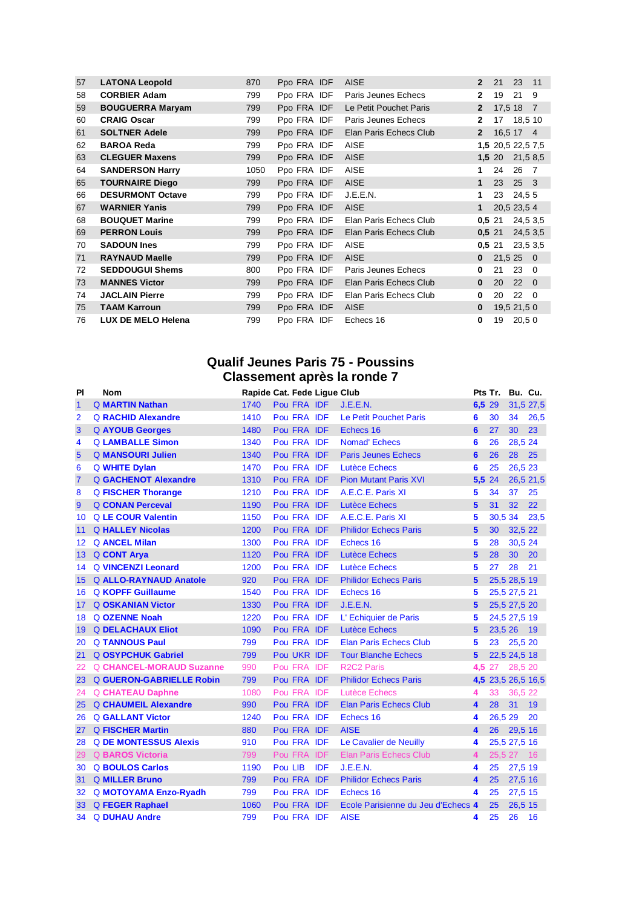| | | | | | | | | | | | |
|---|---|---|---|---|---|---|---|---|---|---|---|
| 57 | LATONA Leopold | 870 | Ppo | FRA | IDF | AISE | 2 | 21 | 23 | 11 |
| 58 | CORBIER Adam | 799 | Ppo | FRA | IDF | Paris Jeunes Echecs | 2 | 19 | 21 | 9 |
| 59 | BOUGUERRA Maryam | 799 | Ppo | FRA | IDF | Le Petit Pouchet Paris | 2 | 17,5 | 18 | 7 |
| 60 | CRAIG Oscar | 799 | Ppo | FRA | IDF | Paris Jeunes Echecs | 2 | 17 | 18,5 | 10 |
| 61 | SOLTNER Adele | 799 | Ppo | FRA | IDF | Elan Paris Echecs Club | 2 | 16,5 | 17 | 4 |
| 62 | BAROA Reda | 799 | Ppo | FRA | IDF | AISE | 1,5 | 20,5 | 22,5 | 7,5 |
| 63 | CLEGUER Maxens | 799 | Ppo | FRA | IDF | AISE | 1,5 | 20 | 21,5 | 8,5 |
| 64 | SANDERSON Harry | 1050 | Ppo | FRA | IDF | AISE | 1 | 24 | 26 | 7 |
| 65 | TOURNAIRE Diego | 799 | Ppo | FRA | IDF | AISE | 1 | 23 | 25 | 3 |
| 66 | DESURMONT Octave | 799 | Ppo | FRA | IDF | J.E.E.N. | 1 | 23 | 24,5 | 5 |
| 67 | WARNIER Yanis | 799 | Ppo | FRA | IDF | AISE | 1 | 20,5 | 23,5 | 4 |
| 68 | BOUQUET Marine | 799 | Ppo | FRA | IDF | Elan Paris Echecs Club | 0,5 | 21 | 24,5 | 3,5 |
| 69 | PERRON Louis | 799 | Ppo | FRA | IDF | Elan Paris Echecs Club | 0,5 | 21 | 24,5 | 3,5 |
| 70 | SADOUN Ines | 799 | Ppo | FRA | IDF | AISE | 0,5 | 21 | 23,5 | 3,5 |
| 71 | RAYNAUD Maelle | 799 | Ppo | FRA | IDF | AISE | 0 | 21,5 | 25 | 0 |
| 72 | SEDDOUGUI Shems | 800 | Ppo | FRA | IDF | Paris Jeunes Echecs | 0 | 21 | 23 | 0 |
| 73 | MANNES Victor | 799 | Ppo | FRA | IDF | Elan Paris Echecs Club | 0 | 20 | 22 | 0 |
| 74 | JACLAIN Pierre | 799 | Ppo | FRA | IDF | Elan Paris Echecs Club | 0 | 20 | 22 | 0 |
| 75 | TAAM Karroun | 799 | Ppo | FRA | IDF | AISE | 0 | 19,5 | 21,5 | 0 |
| 76 | LUX DE MELO Helena | 799 | Ppo | FRA | IDF | Echecs 16 | 0 | 19 | 20,5 | 0 |

## Qualif Jeunes Paris 75 - Poussins
## Classement après la ronde 7

| Pl | | Nom | Rapide | Cat. | Fede | Ligue | Club | Pts | Tr. | Bu. | Cu. |
|---|---|---|---|---|---|---|---|---|---|---|---|
| 1 | Q | MARTIN Nathan | 1740 | Pou | FRA | IDF | J.E.E.N. | 6,5 | 29 | 31,5 | 27,5 |
| 2 | Q | RACHID Alexandre | 1410 | Pou | FRA | IDF | Le Petit Pouchet Paris | 6 | 30 | 34 | 26,5 |
| 3 | Q | AYOUB Georges | 1480 | Pou | FRA | IDF | Echecs 16 | 6 | 27 | 30 | 23 |
| 4 | Q | LAMBALLE Simon | 1340 | Pou | FRA | IDF | Nomad' Echecs | 6 | 26 | 28,5 | 24 |
| 5 | Q | MANSOURI Julien | 1340 | Pou | FRA | IDF | Paris Jeunes Echecs | 6 | 26 | 28 | 25 |
| 6 | Q | WHITE Dylan | 1470 | Pou | FRA | IDF | Lutèce Echecs | 6 | 25 | 26,5 | 23 |
| 7 | Q | GACHENOT Alexandre | 1310 | Pou | FRA | IDF | Pion Mutant Paris XVI | 5,5 | 24 | 26,5 | 21,5 |
| 8 | Q | FISCHER Thorange | 1210 | Pou | FRA | IDF | A.E.C.E. Paris XI | 5 | 34 | 37 | 25 |
| 9 | Q | CONAN Perceval | 1190 | Pou | FRA | IDF | Lutèce Echecs | 5 | 31 | 32 | 22 |
| 10 | Q | LE COUR Valentin | 1150 | Pou | FRA | IDF | A.E.C.E. Paris XI | 5 | 30,5 | 34 | 23,5 |
| 11 | Q | HALLEY Nicolas | 1200 | Pou | FRA | IDF | Philidor Echecs Paris | 5 | 30 | 32,5 | 22 |
| 12 | Q | ANCEL Milan | 1300 | Pou | FRA | IDF | Echecs 16 | 5 | 28 | 30,5 | 24 |
| 13 | Q | CONT Arya | 1120 | Pou | FRA | IDF | Lutèce Echecs | 5 | 28 | 30 | 20 |
| 14 | Q | VINCENZI Leonard | 1200 | Pou | FRA | IDF | Lutèce Echecs | 5 | 27 | 28 | 21 |
| 15 | Q | ALLO-RAYNAUD Anatole | 920 | Pou | FRA | IDF | Philidor Echecs Paris | 5 | 25,5 | 28,5 | 19 |
| 16 | Q | KOPFF Guillaume | 1540 | Pou | FRA | IDF | Echecs 16 | 5 | 25,5 | 27,5 | 21 |
| 17 | Q | OSKANIAN Victor | 1330 | Pou | FRA | IDF | J.E.E.N. | 5 | 25,5 | 27,5 | 20 |
| 18 | Q | OZENNE Noah | 1220 | Pou | FRA | IDF | L' Echiquier de Paris | 5 | 24,5 | 27,5 | 19 |
| 19 | Q | DELACHAUX Eliot | 1090 | Pou | FRA | IDF | Lutèce Echecs | 5 | 23,5 | 26 | 19 |
| 20 | Q | TANNOUS Paul | 799 | Pou | FRA | IDF | Elan Paris Echecs Club | 5 | 23 | 25,5 | 20 |
| 21 | Q | OSYPCHUK Gabriel | 799 | Pou | UKR | IDF | Tour Blanche Echecs | 5 | 22,5 | 24,5 | 18 |
| 22 | Q | CHANCEL-MORAUD Suzanne | 990 | Pou | FRA | IDF | R2C2 Paris | 4,5 | 27 | 28,5 | 20 |
| 23 | Q | GUERON-GABRIELLE Robin | 799 | Pou | FRA | IDF | Philidor Echecs Paris | 4,5 | 23,5 | 26,5 | 16,5 |
| 24 | Q | CHATEAU Daphne | 1080 | Pou | FRA | IDF | Lutèce Echecs | 4 | 33 | 36,5 | 22 |
| 25 | Q | CHAUMEIL Alexandre | 990 | Pou | FRA | IDF | Elan Paris Echecs Club | 4 | 28 | 31 | 19 |
| 26 | Q | GALLANT Victor | 1240 | Pou | FRA | IDF | Echecs 16 | 4 | 26,5 | 29 | 20 |
| 27 | Q | FISCHER Martin | 880 | Pou | FRA | IDF | AISE | 4 | 26 | 29,5 | 16 |
| 28 | Q | DE MONTESSUS Alexis | 910 | Pou | FRA | IDF | Le Cavalier de Neuilly | 4 | 25,5 | 27,5 | 16 |
| 29 | Q | BAROS Victoria | 799 | Pou | FRA | IDF | Elan Paris Echecs Club | 4 | 25,5 | 27 | 16 |
| 30 | Q | BOULOS Carlos | 1190 | Pou | LIB | IDF | J.E.E.N. | 4 | 25 | 27,5 | 19 |
| 31 | Q | MILLER Bruno | 799 | Pou | FRA | IDF | Philidor Echecs Paris | 4 | 25 | 27,5 | 16 |
| 32 | Q | MOTOYAMA Enzo-Ryadh | 799 | Pou | FRA | IDF | Echecs 16 | 4 | 25 | 27,5 | 15 |
| 33 | Q | FEGER Raphael | 1060 | Pou | FRA | IDF | Ecole Parisienne du Jeu d'Echecs | 4 | 25 | 26,5 | 15 |
| 34 | Q | DUHAU Andre | 799 | Pou | FRA | IDF | AISE | 4 | 25 | 26 | 16 |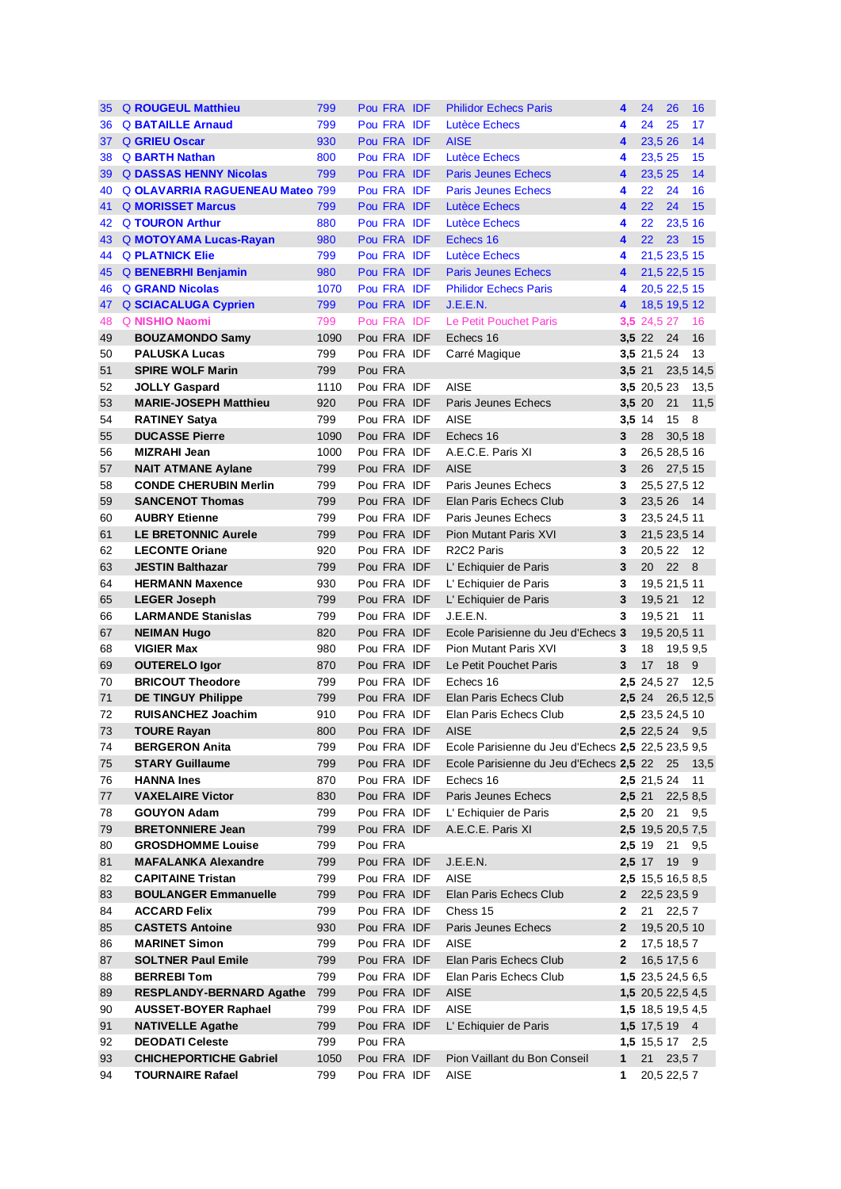| 35 | Q | ROUGEUL Matthieu | 799 | Pou | FRA | IDF | Philidor Echecs Paris | 4 | 24 | 26 | 16 |
|---|---|---|---|---|---|---|---|---|---|---|---|
| 36 | Q | BATAILLE Arnaud | 799 | Pou | FRA | IDF | Lutèce Echecs | 4 | 24 | 25 | 17 |
| 37 | Q | GRIEU Oscar | 930 | Pou | FRA | IDF | AISE | 4 | 23,5 | 26 | 14 |
| 38 | Q | BARTH Nathan | 800 | Pou | FRA | IDF | Lutèce Echecs | 4 | 23,5 | 25 | 15 |
| 39 | Q | DASSAS HENNY Nicolas | 799 | Pou | FRA | IDF | Paris Jeunes Echecs | 4 | 23,5 | 25 | 14 |
| 40 | Q | OLAVARRIA RAGUENEAU Mateo | 799 | Pou | FRA | IDF | Paris Jeunes Echecs | 4 | 22 | 24 | 16 |
| 41 | Q | MORISSET Marcus | 799 | Pou | FRA | IDF | Lutèce Echecs | 4 | 22 | 24 | 15 |
| 42 | Q | TOURON Arthur | 880 | Pou | FRA | IDF | Lutèce Echecs | 4 | 22 | 23,5 | 16 |
| 43 | Q | MOTOYAMA Lucas-Rayan | 980 | Pou | FRA | IDF | Echecs 16 | 4 | 22 | 23 | 15 |
| 44 | Q | PLATNICK Elie | 799 | Pou | FRA | IDF | Lutèce Echecs | 4 | 21,5 | 23,5 | 15 |
| 45 | Q | BENEBRHI Benjamin | 980 | Pou | FRA | IDF | Paris Jeunes Echecs | 4 | 21,5 | 22,5 | 15 |
| 46 | Q | GRAND Nicolas | 1070 | Pou | FRA | IDF | Philidor Echecs Paris | 4 | 20,5 | 22,5 | 15 |
| 47 | Q | SCIACALUGA Cyprien | 799 | Pou | FRA | IDF | J.E.E.N. | 4 | 18,5 | 19,5 | 12 |
| 48 | Q | NISHIO Naomi | 799 | Pou | FRA | IDF | Le Petit Pouchet Paris | 3,5 | 24,5 | 27 | 16 |
| 49 | | BOUZAMONDO Samy | 1090 | Pou | FRA | IDF | Echecs 16 | 3,5 | 22 | 24 | 16 |
| 50 | | PALUSKA Lucas | 799 | Pou | FRA | IDF | Carré Magique | 3,5 | 21,5 | 24 | 13 |
| 51 | | SPIRE WOLF Marin | 799 | Pou | FRA | | | 3,5 | 21 | 23,5 | 14,5 |
| 52 | | JOLLY Gaspard | 1110 | Pou | FRA | IDF | AISE | 3,5 | 20,5 | 23 | 13,5 |
| 53 | | MARIE-JOSEPH Matthieu | 920 | Pou | FRA | IDF | Paris Jeunes Echecs | 3,5 | 20 | 21 | 11,5 |
| 54 | | RATINEY Satya | 799 | Pou | FRA | IDF | AISE | 3,5 | 14 | 15 | 8 |
| 55 | | DUCASSE Pierre | 1090 | Pou | FRA | IDF | Echecs 16 | 3 | 28 | 30,5 | 18 |
| 56 | | MIZRAHI Jean | 1000 | Pou | FRA | IDF | A.E.C.E. Paris XI | 3 | 26,5 | 28,5 | 16 |
| 57 | | NAIT ATMANE Aylane | 799 | Pou | FRA | IDF | AISE | 3 | 26 | 27,5 | 15 |
| 58 | | CONDE CHERUBIN Merlin | 799 | Pou | FRA | IDF | Paris Jeunes Echecs | 3 | 25,5 | 27,5 | 12 |
| 59 | | SANCENOT Thomas | 799 | Pou | FRA | IDF | Elan Paris Echecs Club | 3 | 23,5 | 26 | 14 |
| 60 | | AUBRY Etienne | 799 | Pou | FRA | IDF | Paris Jeunes Echecs | 3 | 23,5 | 24,5 | 11 |
| 61 | | LE BRETONNIC Aurele | 799 | Pou | FRA | IDF | Pion Mutant Paris XVI | 3 | 21,5 | 23,5 | 14 |
| 62 | | LECONTE Oriane | 920 | Pou | FRA | IDF | R2C2 Paris | 3 | 20,5 | 22 | 12 |
| 63 | | JESTIN Balthazar | 799 | Pou | FRA | IDF | L' Echiquier de Paris | 3 | 20 | 22 | 8 |
| 64 | | HERMANN Maxence | 930 | Pou | FRA | IDF | L' Echiquier de Paris | 3 | 19,5 | 21,5 | 11 |
| 65 | | LEGER Joseph | 799 | Pou | FRA | IDF | L' Echiquier de Paris | 3 | 19,5 | 21 | 12 |
| 66 | | LARMANDE Stanislas | 799 | Pou | FRA | IDF | J.E.E.N. | 3 | 19,5 | 21 | 11 |
| 67 | | NEIMAN Hugo | 820 | Pou | FRA | IDF | Ecole Parisienne du Jeu d'Echecs | 3 | 19,5 | 20,5 | 11 |
| 68 | | VIGIER Max | 980 | Pou | FRA | IDF | Pion Mutant Paris XVI | 3 | 18 | 19,5 | 9,5 |
| 69 | | OUTERELO Igor | 870 | Pou | FRA | IDF | Le Petit Pouchet Paris | 3 | 17 | 18 | 9 |
| 70 | | BRICOUT Theodore | 799 | Pou | FRA | IDF | Echecs 16 | 2,5 | 24,5 | 27 | 12,5 |
| 71 | | DE TINGUY Philippe | 799 | Pou | FRA | IDF | Elan Paris Echecs Club | 2,5 | 24 | 26,5 | 12,5 |
| 72 | | RUISANCHEZ Joachim | 910 | Pou | FRA | IDF | Elan Paris Echecs Club | 2,5 | 23,5 | 24,5 | 10 |
| 73 | | TOURE Rayan | 800 | Pou | FRA | IDF | AISE | 2,5 | 22,5 | 24 | 9,5 |
| 74 | | BERGERON Anita | 799 | Pou | FRA | IDF | Ecole Parisienne du Jeu d'Echecs | 2,5 | 22,5 | 23,5 | 9,5 |
| 75 | | STARY Guillaume | 799 | Pou | FRA | IDF | Ecole Parisienne du Jeu d'Echecs | 2,5 | 22 | 25 | 13,5 |
| 76 | | HANNA Ines | 870 | Pou | FRA | IDF | Echecs 16 | 2,5 | 21,5 | 24 | 11 |
| 77 | | VAXELAIRE Victor | 830 | Pou | FRA | IDF | Paris Jeunes Echecs | 2,5 | 21 | 22,5 | 8,5 |
| 78 | | GOUYON Adam | 799 | Pou | FRA | IDF | L' Echiquier de Paris | 2,5 | 20 | 21 | 9,5 |
| 79 | | BRETONNIERE Jean | 799 | Pou | FRA | IDF | A.E.C.E. Paris XI | 2,5 | 19,5 | 20,5 | 7,5 |
| 80 | | GROSDHOMME Louise | 799 | Pou | FRA | | | 2,5 | 19 | 21 | 9,5 |
| 81 | | MAFALANKA Alexandre | 799 | Pou | FRA | IDF | J.E.E.N. | 2,5 | 17 | 19 | 9 |
| 82 | | CAPITAINE Tristan | 799 | Pou | FRA | IDF | AISE | 2,5 | 15,5 | 16,5 | 8,5 |
| 83 | | BOULANGER Emmanuelle | 799 | Pou | FRA | IDF | Elan Paris Echecs Club | 2 | 22,5 | 23,5 | 9 |
| 84 | | ACCARD Felix | 799 | Pou | FRA | IDF | Chess 15 | 2 | 21 | 22,5 | 7 |
| 85 | | CASTETS Antoine | 930 | Pou | FRA | IDF | Paris Jeunes Echecs | 2 | 19,5 | 20,5 | 10 |
| 86 | | MARINET Simon | 799 | Pou | FRA | IDF | AISE | 2 | 17,5 | 18,5 | 7 |
| 87 | | SOLTNER Paul Emile | 799 | Pou | FRA | IDF | Elan Paris Echecs Club | 2 | 16,5 | 17,5 | 6 |
| 88 | | BERREBI Tom | 799 | Pou | FRA | IDF | Elan Paris Echecs Club | 1,5 | 23,5 | 24,5 | 6,5 |
| 89 | | RESPLANDY-BERNARD Agathe | 799 | Pou | FRA | IDF | AISE | 1,5 | 20,5 | 22,5 | 4,5 |
| 90 | | AUSSET-BOYER Raphael | 799 | Pou | FRA | IDF | AISE | 1,5 | 18,5 | 19,5 | 4,5 |
| 91 | | NATIVELLE Agathe | 799 | Pou | FRA | IDF | L' Echiquier de Paris | 1,5 | 17,5 | 19 | 4 |
| 92 | | DEODATI Celeste | 799 | Pou | FRA | | | 1,5 | 15,5 | 17 | 2,5 |
| 93 | | CHICHEPORTICHE Gabriel | 1050 | Pou | FRA | IDF | Pion Vaillant du Bon Conseil | 1 | 21 | 23,5 | 7 |
| 94 | | TOURNAIRE Rafael | 799 | Pou | FRA | IDF | AISE | 1 | 20,5 | 22,5 | 7 |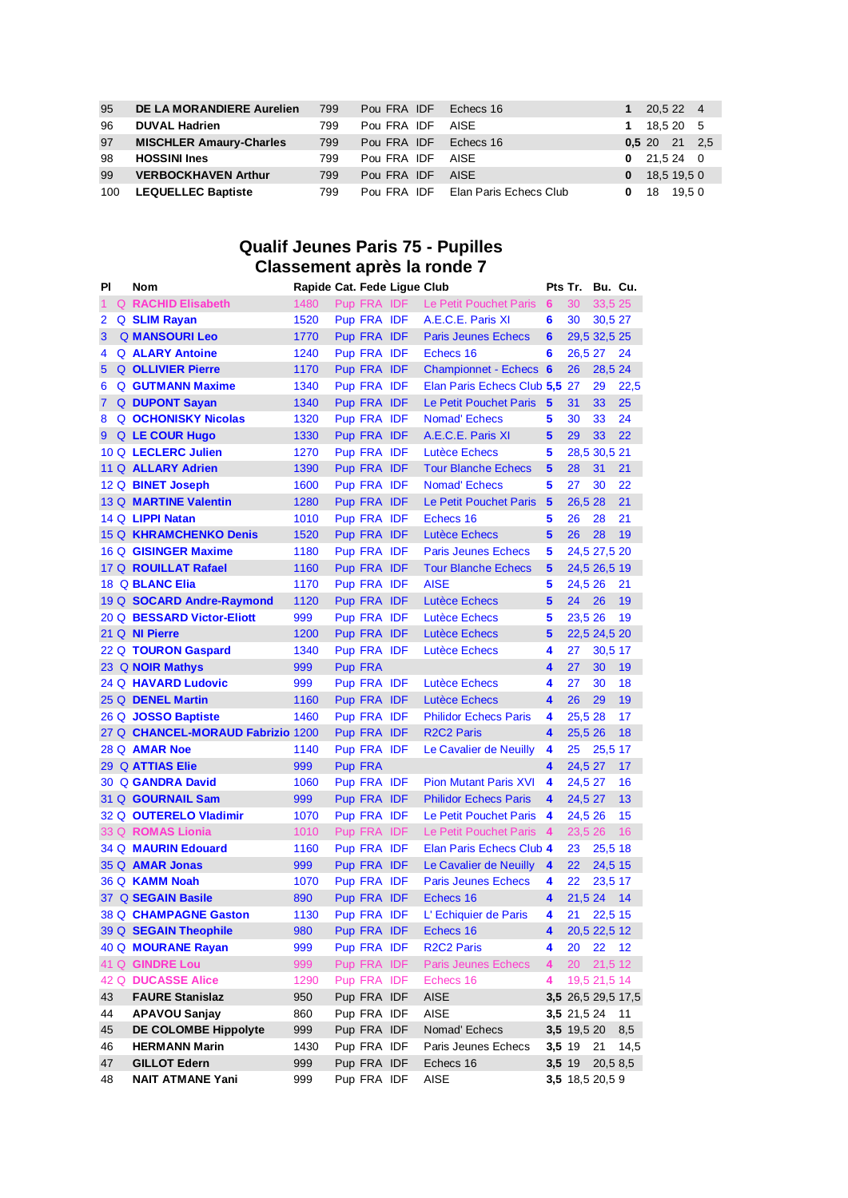| | | | | | | | | | | | |
|---|---|---|---|---|---|---|---|---|---|---|---|
| 95 | DE LA MORANDIERE Aurelien | 799 | Pou | FRA | IDF | Echecs 16 | 1 | 20,5 | 22 | 4 |
| 96 | DUVAL Hadrien | 799 | Pou | FRA | IDF | AISE | 1 | 18,5 | 20 | 5 |
| 97 | MISCHLER Amaury-Charles | 799 | Pou | FRA | IDF | Echecs 16 | 0,5 | 20 | 21 | 2,5 |
| 98 | HOSSINI Ines | 799 | Pou | FRA | IDF | AISE | 0 | 21,5 | 24 | 0 |
| 99 | VERBOCKHAVEN Arthur | 799 | Pou | FRA | IDF | AISE | 0 | 18,5 | 19,5 | 0 |
| 100 | LEQUELLEC Baptiste | 799 | Pou | FRA | IDF | Elan Paris Echecs Club | 0 | 18 | 19,5 | 0 |

# Qualif Jeunes Paris 75 - Pupilles
## Classement après la ronde 7

| Pl | | Nom | Rapide | Cat. | Fede | Ligue | Club | Pts | Tr. | Bu. | Cu. |
|---|---|---|---|---|---|---|---|---|---|---|---|
| 1 | Q | RACHID Elisabeth | 1480 | Pup | FRA | IDF | Le Petit Pouchet Paris | 6 | 30 | 33,5 | 25 |
| 2 | Q | SLIM Rayan | 1520 | Pup | FRA | IDF | A.E.C.E. Paris XI | 6 | 30 | 30,5 | 27 |
| 3 | Q | MANSOURI Leo | 1770 | Pup | FRA | IDF | Paris Jeunes Echecs | 6 | 29,5 | 32,5 | 25 |
| 4 | Q | ALARY Antoine | 1240 | Pup | FRA | IDF | Echecs 16 | 6 | 26,5 | 27 | 24 |
| 5 | Q | OLLIVIER Pierre | 1170 | Pup | FRA | IDF | Championnet - Echecs | 6 | 26 | 28,5 | 24 |
| 6 | Q | GUTMANN Maxime | 1340 | Pup | FRA | IDF | Elan Paris Echecs Club | 5,5 | 27 | 29 | 22,5 |
| 7 | Q | DUPONT Sayan | 1340 | Pup | FRA | IDF | Le Petit Pouchet Paris | 5 | 31 | 33 | 25 |
| 8 | Q | OCHONISKY Nicolas | 1320 | Pup | FRA | IDF | Nomad' Echecs | 5 | 30 | 33 | 24 |
| 9 | Q | LE COUR Hugo | 1330 | Pup | FRA | IDF | A.E.C.E. Paris XI | 5 | 29 | 33 | 22 |
| 10 | Q | LECLERC Julien | 1270 | Pup | FRA | IDF | Lutèce Echecs | 5 | 28,5 | 30,5 | 21 |
| 11 | Q | ALLARY Adrien | 1390 | Pup | FRA | IDF | Tour Blanche Echecs | 5 | 28 | 31 | 21 |
| 12 | Q | BINET Joseph | 1600 | Pup | FRA | IDF | Nomad' Echecs | 5 | 27 | 30 | 22 |
| 13 | Q | MARTINE Valentin | 1280 | Pup | FRA | IDF | Le Petit Pouchet Paris | 5 | 26,5 | 28 | 21 |
| 14 | Q | LIPPI Natan | 1010 | Pup | FRA | IDF | Echecs 16 | 5 | 26 | 28 | 21 |
| 15 | Q | KHRAMCHENKO Denis | 1520 | Pup | FRA | IDF | Lutèce Echecs | 5 | 26 | 28 | 19 |
| 16 | Q | GISINGER Maxime | 1180 | Pup | FRA | IDF | Paris Jeunes Echecs | 5 | 24,5 | 27,5 | 20 |
| 17 | Q | ROUILLAT Rafael | 1160 | Pup | FRA | IDF | Tour Blanche Echecs | 5 | 24,5 | 26,5 | 19 |
| 18 | Q | BLANC Elia | 1170 | Pup | FRA | IDF | AISE | 5 | 24,5 | 26 | 21 |
| 19 | Q | SOCARD Andre-Raymond | 1120 | Pup | FRA | IDF | Lutèce Echecs | 5 | 24 | 26 | 19 |
| 20 | Q | BESSARD Victor-Eliott | 999 | Pup | FRA | IDF | Lutèce Echecs | 5 | 23,5 | 26 | 19 |
| 21 | Q | NI Pierre | 1200 | Pup | FRA | IDF | Lutèce Echecs | 5 | 22,5 | 24,5 | 20 |
| 22 | Q | TOURON Gaspard | 1340 | Pup | FRA | IDF | Lutèce Echecs | 4 | 27 | 30,5 | 17 |
| 23 | Q | NOIR Mathys | 999 | Pup | FRA | | | 4 | 27 | 30 | 19 |
| 24 | Q | HAVARD Ludovic | 999 | Pup | FRA | IDF | Lutèce Echecs | 4 | 27 | 30 | 18 |
| 25 | Q | DENEL Martin | 1160 | Pup | FRA | IDF | Lutèce Echecs | 4 | 26 | 29 | 19 |
| 26 | Q | JOSSO Baptiste | 1460 | Pup | FRA | IDF | Philidor Echecs Paris | 4 | 25,5 | 28 | 17 |
| 27 | Q | CHANCEL-MORAUD Fabrizio | 1200 | Pup | FRA | IDF | R2C2 Paris | 4 | 25,5 | 26 | 18 |
| 28 | Q | AMAR Noe | 1140 | Pup | FRA | IDF | Le Cavalier de Neuilly | 4 | 25 | 25,5 | 17 |
| 29 | Q | ATTIAS Elie | 999 | Pup | FRA | | | 4 | 24,5 | 27 | 17 |
| 30 | Q | GANDRA David | 1060 | Pup | FRA | IDF | Pion Mutant Paris XVI | 4 | 24,5 | 27 | 16 |
| 31 | Q | GOURNAIL Sam | 999 | Pup | FRA | IDF | Philidor Echecs Paris | 4 | 24,5 | 27 | 13 |
| 32 | Q | OUTERELO Vladimir | 1070 | Pup | FRA | IDF | Le Petit Pouchet Paris | 4 | 24,5 | 26 | 15 |
| 33 | Q | ROMAS Lionia | 1010 | Pup | FRA | IDF | Le Petit Pouchet Paris | 4 | 23,5 | 26 | 16 |
| 34 | Q | MAURIN Edouard | 1160 | Pup | FRA | IDF | Elan Paris Echecs Club | 4 | 23 | 25,5 | 18 |
| 35 | Q | AMAR Jonas | 999 | Pup | FRA | IDF | Le Cavalier de Neuilly | 4 | 22 | 24,5 | 15 |
| 36 | Q | KAMM Noah | 1070 | Pup | FRA | IDF | Paris Jeunes Echecs | 4 | 22 | 23,5 | 17 |
| 37 | Q | SEGAIN Basile | 890 | Pup | FRA | IDF | Echecs 16 | 4 | 21,5 | 24 | 14 |
| 38 | Q | CHAMPAGNE Gaston | 1130 | Pup | FRA | IDF | L' Echiquier de Paris | 4 | 21 | 22,5 | 15 |
| 39 | Q | SEGAIN Theophile | 980 | Pup | FRA | IDF | Echecs 16 | 4 | 20,5 | 22,5 | 12 |
| 40 | Q | MOURANE Rayan | 999 | Pup | FRA | IDF | R2C2 Paris | 4 | 20 | 22 | 12 |
| 41 | Q | GINDRE Lou | 999 | Pup | FRA | IDF | Paris Jeunes Echecs | 4 | 20 | 21,5 | 12 |
| 42 | Q | DUCASSE Alice | 1290 | Pup | FRA | IDF | Echecs 16 | 4 | 19,5 | 21,5 | 14 |
| 43 | | FAURE Stanislaz | 950 | Pup | FRA | IDF | AISE | 3,5 | 26,5 | 29,5 | 17,5 |
| 44 | | APAVOU Sanjay | 860 | Pup | FRA | IDF | AISE | 3,5 | 21,5 | 24 | 11 |
| 45 | | DE COLOMBE Hippolyte | 999 | Pup | FRA | IDF | Nomad' Echecs | 3,5 | 19,5 | 20 | 8,5 |
| 46 | | HERMANN Marin | 1430 | Pup | FRA | IDF | Paris Jeunes Echecs | 3,5 | 19 | 21 | 14,5 |
| 47 | | GILLOT Edern | 999 | Pup | FRA | IDF | Echecs 16 | 3,5 | 19 | 20,5 | 8,5 |
| 48 | | NAIT ATMANE Yani | 999 | Pup | FRA | IDF | AISE | 3,5 | 18,5 | 20,5 | 9 |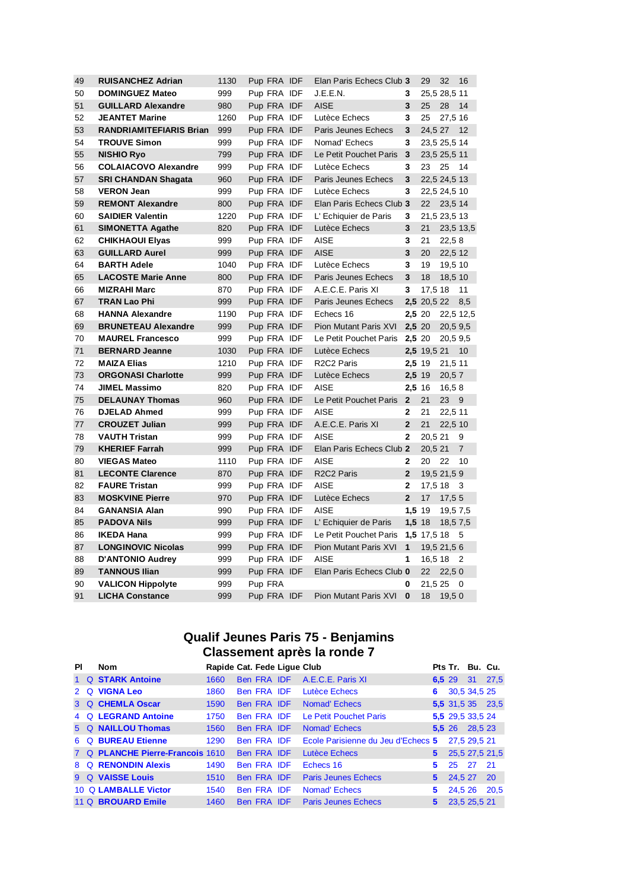| | Nom | Rapide | Cat. | Fede | Ligue | Club | Pts | Tr. | Bu. | Cu. |
|---|---|---|---|---|---|---|---|---|---|---|
| 49 | **RUISANCHEZ Adrian** | 1130 | Pup | FRA | IDF | Elan Paris Echecs Club | 3 | 29 | 32 | 16 |
| 50 | **DOMINGUEZ Mateo** | 999 | Pup | FRA | IDF | J.E.E.N. | 3 | 25,5 | 28,5 | 11 |
| 51 | **GUILLARD Alexandre** | 980 | Pup | FRA | IDF | AISE | 3 | 25 | 28 | 14 |
| 52 | **JEANTET Marine** | 1260 | Pup | FRA | IDF | Lutèce Echecs | 3 | 25 | 27,5 | 16 |
| 53 | **RANDRIAMITEFIARIS Brian** | 999 | Pup | FRA | IDF | Paris Jeunes Echecs | 3 | 24,5 | 27 | 12 |
| 54 | **TROUVE Simon** | 999 | Pup | FRA | IDF | Nomad' Echecs | 3 | 23,5 | 25,5 | 14 |
| 55 | **NISHIO Ryo** | 799 | Pup | FRA | IDF | Le Petit Pouchet Paris | 3 | 23,5 | 25,5 | 11 |
| 56 | **COLAIACOVO Alexandre** | 999 | Pup | FRA | IDF | Lutèce Echecs | 3 | 23 | 25 | 14 |
| 57 | **SRI CHANDAN Shagata** | 960 | Pup | FRA | IDF | Paris Jeunes Echecs | 3 | 22,5 | 24,5 | 13 |
| 58 | **VERON Jean** | 999 | Pup | FRA | IDF | Lutèce Echecs | 3 | 22,5 | 24,5 | 10 |
| 59 | **REMONT Alexandre** | 800 | Pup | FRA | IDF | Elan Paris Echecs Club | 3 | 22 | 23,5 | 14 |
| 60 | **SAIDIER Valentin** | 1220 | Pup | FRA | IDF | L' Echiquier de Paris | 3 | 21,5 | 23,5 | 13 |
| 61 | **SIMONETTA Agathe** | 820 | Pup | FRA | IDF | Lutèce Echecs | 3 | 21 | 23,5 | 13,5 |
| 62 | **CHIKHAOUI Elyas** | 999 | Pup | FRA | IDF | AISE | 3 | 21 | 22,5 | 8 |
| 63 | **GUILLARD Aurel** | 999 | Pup | FRA | IDF | AISE | 3 | 20 | 22,5 | 12 |
| 64 | **BARTH Adele** | 1040 | Pup | FRA | IDF | Lutèce Echecs | 3 | 19 | 19,5 | 10 |
| 65 | **LACOSTE Marie Anne** | 800 | Pup | FRA | IDF | Paris Jeunes Echecs | 3 | 18 | 18,5 | 10 |
| 66 | **MIZRAHI Marc** | 870 | Pup | FRA | IDF | A.E.C.E. Paris XI | 3 | 17,5 | 18 | 11 |
| 67 | **TRAN Lao Phi** | 999 | Pup | FRA | IDF | Paris Jeunes Echecs | 2,5 | 20,5 | 22 | 8,5 |
| 68 | **HANNA Alexandre** | 1190 | Pup | FRA | IDF | Echecs 16 | 2,5 | 20 | 22,5 | 12,5 |
| 69 | **BRUNETEAU Alexandre** | 999 | Pup | FRA | IDF | Pion Mutant Paris XVI | 2,5 | 20 | 20,5 | 9,5 |
| 70 | **MAUREL Francesco** | 999 | Pup | FRA | IDF | Le Petit Pouchet Paris | 2,5 | 20 | 20,5 | 9,5 |
| 71 | **BERNARD Jeanne** | 1030 | Pup | FRA | IDF | Lutèce Echecs | 2,5 | 19,5 | 21 | 10 |
| 72 | **MAIZA Elias** | 1210 | Pup | FRA | IDF | R2C2 Paris | 2,5 | 19 | 21,5 | 11 |
| 73 | **ORGONASI Charlotte** | 999 | Pup | FRA | IDF | Lutèce Echecs | 2,5 | 19 | 20,5 | 7 |
| 74 | **JIMEL Massimo** | 820 | Pup | FRA | IDF | AISE | 2,5 | 16 | 16,5 | 8 |
| 75 | **DELAUNAY Thomas** | 960 | Pup | FRA | IDF | Le Petit Pouchet Paris | 2 | 21 | 23 | 9 |
| 76 | **DJELAD Ahmed** | 999 | Pup | FRA | IDF | AISE | 2 | 21 | 22,5 | 11 |
| 77 | **CROUZET Julian** | 999 | Pup | FRA | IDF | A.E.C.E. Paris XI | 2 | 21 | 22,5 | 10 |
| 78 | **VAUTH Tristan** | 999 | Pup | FRA | IDF | AISE | 2 | 20,5 | 21 | 9 |
| 79 | **KHERIEF Farrah** | 999 | Pup | FRA | IDF | Elan Paris Echecs Club | 2 | 20,5 | 21 | 7 |
| 80 | **VIEGAS Mateo** | 1110 | Pup | FRA | IDF | AISE | 2 | 20 | 22 | 10 |
| 81 | **LECONTE Clarence** | 870 | Pup | FRA | IDF | R2C2 Paris | 2 | 19,5 | 21,5 | 9 |
| 82 | **FAURE Tristan** | 999 | Pup | FRA | IDF | AISE | 2 | 17,5 | 18 | 3 |
| 83 | **MOSKVINE Pierre** | 970 | Pup | FRA | IDF | Lutèce Echecs | 2 | 17 | 17,5 | 5 |
| 84 | **GANANSIA Alan** | 990 | Pup | FRA | IDF | AISE | 1,5 | 19 | 19,5 | 7,5 |
| 85 | **PADOVA Nils** | 999 | Pup | FRA | IDF | L' Echiquier de Paris | 1,5 | 18 | 18,5 | 7,5 |
| 86 | **IKEDA Hana** | 999 | Pup | FRA | IDF | Le Petit Pouchet Paris | 1,5 | 17,5 | 18 | 5 |
| 87 | **LONGINOVIC Nicolas** | 999 | Pup | FRA | IDF | Pion Mutant Paris XVI | 1 | 19,5 | 21,5 | 6 |
| 88 | **D'ANTONIO Audrey** | 999 | Pup | FRA | IDF | AISE | 1 | 16,5 | 18 | 2 |
| 89 | **TANNOUS Ilian** | 999 | Pup | FRA | IDF | Elan Paris Echecs Club | 0 | 22 | 22,5 | 0 |
| 90 | **VALICON Hippolyte** | 999 | Pup | FRA | | | 0 | 21,5 | 25 | 0 |
| 91 | **LICHA Constance** | 999 | Pup | FRA | IDF | Pion Mutant Paris XVI | 0 | 18 | 19,5 | 0 |

## Qualif Jeunes Paris 75 - Benjamins
## Classement après la ronde 7

| Pl | | Nom | Rapide | Cat. | Fede | Ligue | Club | Pts | Tr. | Bu. | Cu. |
|---|---|---|---|---|---|---|---|---|---|---|---|
| 1 | Q | **STARK Antoine** | 1660 | Ben | FRA | IDF | A.E.C.E. Paris XI | 6,5 | 29 | 31 | 27,5 |
| 2 | Q | **VIGNA Leo** | 1860 | Ben | FRA | IDF | Lutèce Echecs | 6 | 30,5 | 34,5 | 25 |
| 3 | Q | **CHEMLA Oscar** | 1590 | Ben | FRA | IDF | Nomad' Echecs | 5,5 | 31,5 | 35 | 23,5 |
| 4 | Q | **LEGRAND Antoine** | 1750 | Ben | FRA | IDF | Le Petit Pouchet Paris | 5,5 | 29,5 | 33,5 | 24 |
| 5 | Q | **NAILLOU Thomas** | 1560 | Ben | FRA | IDF | Nomad' Echecs | 5,5 | 26 | 28,5 | 23 |
| 6 | Q | **BUREAU Etienne** | 1290 | Ben | FRA | IDF | Ecole Parisienne du Jeu d'Echecs | 5 | 27,5 | 29,5 | 21 |
| 7 | Q | **PLANCHE Pierre-Francois** | 1610 | Ben | FRA | IDF | Lutèce Echecs | 5 | 25,5 | 27,5 | 21,5 |
| 8 | Q | **RENONDIN Alexis** | 1490 | Ben | FRA | IDF | Echecs 16 | 5 | 25 | 27 | 21 |
| 9 | Q | **VAISSE Louis** | 1510 | Ben | FRA | IDF | Paris Jeunes Echecs | 5 | 24,5 | 27 | 20 |
| 10 | Q | **LAMBALLE Victor** | 1540 | Ben | FRA | IDF | Nomad' Echecs | 5 | 24,5 | 26 | 20,5 |
| 11 | Q | **BROUARD Emile** | 1460 | Ben | FRA | IDF | Paris Jeunes Echecs | 5 | 23,5 | 25,5 | 21 |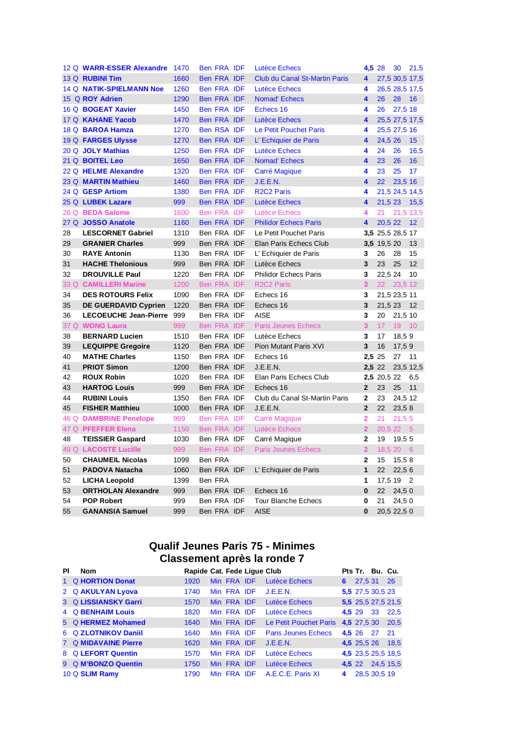| Pl | | Nom | Rapide | Cat. | Fede | Ligue | Club | Pts | Tr. | Bu. | Cu. |
|---|---|---|---|---|---|---|---|---|---|---|---|
| 12 | Q | **WARR-ESSER Alexandre** | 1470 | Ben | FRA | IDF | Lutèce Echecs | **4,5** | 28 | 30 | 21,5 |
| 13 | Q | **RUBINI Tim** | 1660 | Ben | FRA | IDF | Club du Canal St-Martin Paris | **4** | 27,5 | 30,5 | 17,5 |
| 14 | Q | **NATIK-SPIELMANN Noe** | 1260 | Ben | FRA | IDF | Lutèce Echecs | **4** | 26,5 | 28,5 | 17,5 |
| 15 | Q | **ROY Adrien** | 1290 | Ben | FRA | IDF | Nomad' Echecs | **4** | 26 | 28 | 16 |
| 16 | Q | **BOGEAT Xavier** | 1450 | Ben | FRA | IDF | Echecs 16 | **4** | 26 | 27,5 | 18 |
| 17 | Q | **KAHANE Yacob** | 1470 | Ben | FRA | IDF | Lutèce Echecs | **4** | 25,5 | 27,5 | 17,5 |
| 18 | Q | **BAROA Hamza** | 1270 | Ben | RSA | IDF | Le Petit Pouchet Paris | **4** | 25,5 | 27,5 | 16 |
| 19 | Q | **FARGES Ulysse** | 1270 | Ben | FRA | IDF | L' Echiquier de Paris | **4** | 24,5 | 26 | 15 |
| 20 | Q | **JOLY Mathias** | 1250 | Ben | FRA | IDF | Lutèce Echecs | **4** | 24 | 26 | 16,5 |
| 21 | Q | **BOITEL Leo** | 1650 | Ben | FRA | IDF | Nomad' Echecs | **4** | 23 | 26 | 16 |
| 22 | Q | **HELME Alexandre** | 1320 | Ben | FRA | IDF | Carré Magique | **4** | 23 | 25 | 17 |
| 23 | Q | **MARTIN Mathieu** | 1460 | Ben | FRA | IDF | J.E.E.N. | **4** | 22 | 23,5 | 16 |
| 24 | Q | **GESP Artiom** | 1380 | Ben | FRA | IDF | R2C2 Paris | **4** | 21,5 | 24,5 | 14,5 |
| 25 | Q | **LUBEK Lazare** | 999 | Ben | FRA | IDF | Lutèce Echecs | **4** | 21,5 | 23 | 15,5 |
| 26 | Q | **BEDA Salome** | 1600 | Ben | FRA | IDF | Lutèce Echecs | **4** | 21 | 21,5 | 13,5 |
| 27 | Q | **JOSSO Anatole** | 1160 | Ben | FRA | IDF | Philidor Echecs Paris | **4** | 20,5 | 22 | 12 |
| 28 | | **LESCORNET Gabriel** | 1310 | Ben | FRA | IDF | Le Petit Pouchet Paris | **3,5** | 25,5 | 28,5 | 17 |
| 29 | | **GRANIER Charles** | 999 | Ben | FRA | IDF | Elan Paris Echecs Club | **3,5** | 19,5 | 20 | 13 |
| 30 | | **RAYE Antonin** | 1130 | Ben | FRA | IDF | L' Echiquier de Paris | **3** | 26 | 28 | 15 |
| 31 | | **HACHE Thelonious** | 999 | Ben | FRA | IDF | Lutèce Echecs | **3** | 23 | 25 | 12 |
| 32 | | **DROUVILLE Paul** | 1220 | Ben | FRA | IDF | Philidor Echecs Paris | **3** | 22,5 | 24 | 10 |
| 33 | Q | **CAMILLERI Marine** | 1200 | Ben | FRA | IDF | R2C2 Paris | **3** | 22 | 23,5 | 12 |
| 34 | | **DES ROTOURS Felix** | 1090 | Ben | FRA | IDF | Echecs 16 | **3** | 21,5 | 23,5 | 11 |
| 35 | | **DE GUERDAVID Cyprien** | 1220 | Ben | FRA | IDF | Echecs 16 | **3** | 21,5 | 23 | 12 |
| 36 | | **LECOEUCHE Jean-Pierre** | 999 | Ben | FRA | IDF | AISE | **3** | 20 | 21,5 | 10 |
| 37 | Q | **WONG Laura** | 999 | Ben | FRA | IDF | Paris Jeunes Echecs | **3** | 17 | 19 | 10 |
| 38 | | **BERNARD Lucien** | 1510 | Ben | FRA | IDF | Lutèce Echecs | **3** | 17 | 18,5 | 9 |
| 39 | | **LEQUIPPE Gregoire** | 1120 | Ben | FRA | IDF | Pion Mutant Paris XVI | **3** | 16 | 17,5 | 9 |
| 40 | | **MATHE Charles** | 1150 | Ben | FRA | IDF | Echecs 16 | **2,5** | 25 | 27 | 11 |
| 41 | | **PRIOT Simon** | 1200 | Ben | FRA | IDF | J.E.E.N. | **2,5** | 22 | 23,5 | 12,5 |
| 42 | | **ROUX Robin** | 1020 | Ben | FRA | IDF | Elan Paris Echecs Club | **2,5** | 20,5 | 22 | 6,5 |
| 43 | | **HARTOG Louis** | 999 | Ben | FRA | IDF | Echecs 16 | **2** | 23 | 25 | 11 |
| 44 | | **RUBINI Louis** | 1350 | Ben | FRA | IDF | Club du Canal St-Martin Paris | **2** | 23 | 24,5 | 12 |
| 45 | | **FISHER Matthieu** | 1000 | Ben | FRA | IDF | J.E.E.N. | **2** | 22 | 23,5 | 8 |
| 46 | Q | **DAMBRINE Penelope** | 999 | Ben | FRA | IDF | Carré Magique | **2** | 21 | 21,5 | 5 |
| 47 | Q | **PFEFFER Elena** | 1150 | Ben | FRA | IDF | Lutèce Echecs | **2** | 20,5 | 22 | 5 |
| 48 | | **TEISSIER Gaspard** | 1030 | Ben | FRA | IDF | Carré Magique | **2** | 19 | 19,5 | 5 |
| 49 | Q | **LACOSTE Lucille** | 999 | Ben | FRA | IDF | Paris Jeunes Echecs | **2** | 18,5 | 20 | 6 |
| 50 | | **CHAUMEIL Nicolas** | 1099 | Ben | FRA | | | **2** | 15 | 15,5 | 8 |
| 51 | | **PADOVA Natacha** | 1060 | Ben | FRA | IDF | L' Echiquier de Paris | **1** | 22 | 22,5 | 6 |
| 52 | | **LICHA Leopold** | 1399 | Ben | FRA | | | **1** | 17,5 | 19 | 2 |
| 53 | | **ORTHOLAN Alexandre** | 999 | Ben | FRA | IDF | Echecs 16 | **0** | 22 | 24,5 | 0 |
| 54 | | **POP Robert** | 999 | Ben | FRA | IDF | Tour Blanche Echecs | **0** | 21 | 24,5 | 0 |
| 55 | | **GANANSIA Samuel** | 999 | Ben | FRA | IDF | AISE | **0** | 20,5 | 22,5 | 0 |

## Qualif Jeunes Paris 75 - Minimes
## Classement après la ronde 7

| Pl | | Nom | Rapide | Cat. | Fede | Ligue | Club | Pts | Tr. | Bu. | Cu. |
|---|---|---|---|---|---|---|---|---|---|---|---|
| 1 | Q | **HORTION Donat** | 1920 | Min | FRA | IDF | Lutèce Echecs | **6** | 27,5 | 31 | 26 |
| 2 | Q | **AKULYAN Lyova** | 1740 | Min | FRA | IDF | J.E.E.N. | **5,5** | 27,5 | 30,5 | 23 |
| 3 | Q | **LISSIANSKY Garri** | 1570 | Min | FRA | IDF | Lutèce Echecs | **5,5** | 25,5 | 27,5 | 21,5 |
| 4 | Q | **BENHAIM Louis** | 1820 | Min | FRA | IDF | Lutèce Echecs | **4,5** | 29 | 33 | 22,5 |
| 5 | Q | **HERMEZ Mohamed** | 1640 | Min | FRA | IDF | Le Petit Pouchet Paris | **4,5** | 27,5 | 30 | 20,5 |
| 6 | Q | **ZLOTNIKOV Daniil** | 1640 | Min | FRA | IDF | Paris Jeunes Echecs | **4,5** | 26 | 27 | 21 |
| 7 | Q | **MIDAVAINE Pierre** | 1620 | Min | FRA | IDF | J.E.E.N. | **4,5** | 25,5 | 26 | 18,5 |
| 8 | Q | **LEFORT Quentin** | 1570 | Min | FRA | IDF | Lutèce Echecs | **4,5** | 23,5 | 25,5 | 18,5 |
| 9 | Q | **M'BONZO Quentin** | 1750 | Min | FRA | IDF | Lutèce Echecs | **4,5** | 22 | 24,5 | 15,5 |
| 10 | Q | **SLIM Ramy** | 1790 | Min | FRA | IDF | A.E.C.E. Paris XI | **4** | 28,5 | 30,5 | 19 |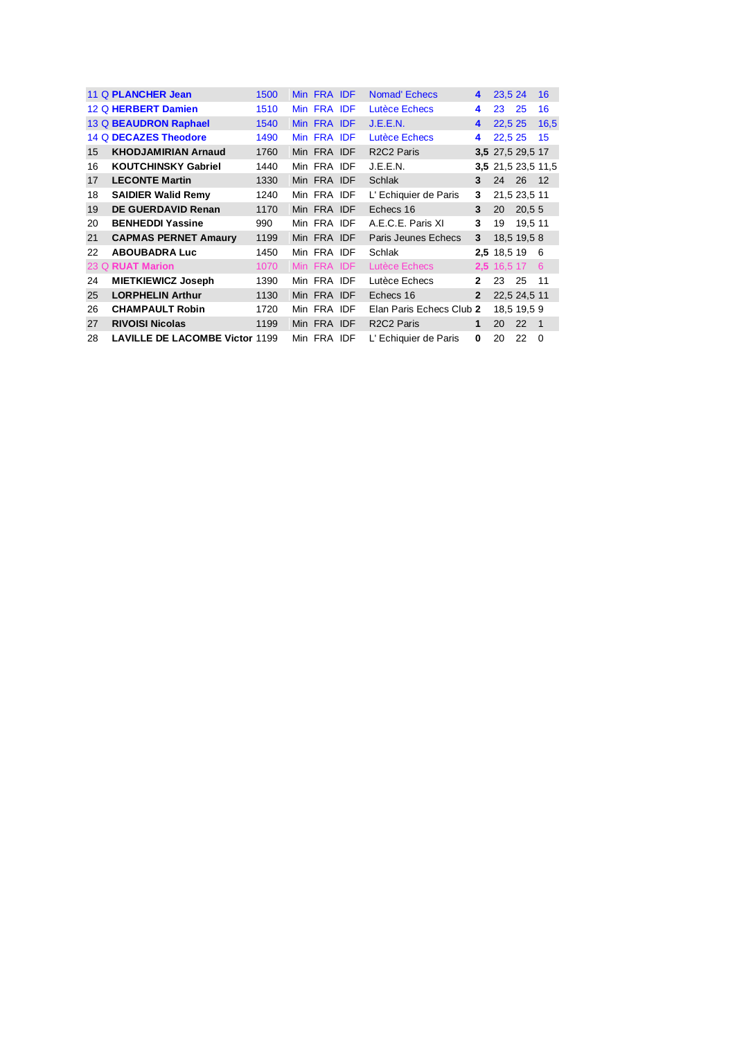| | | | | | | | | | | | |
|---|---|---|---|---|---|---|---|---|---|---|---|
| 11 | Q | **PLANCHER Jean** | 1500 | Min | FRA | IDF | Nomad' Echecs | **4** | 23,5 | 24 | 16 |
| 12 | Q | **HERBERT Damien** | 1510 | Min | FRA | IDF | Lutèce Echecs | **4** | 23 | 25 | 16 |
| 13 | Q | **BEAUDRON Raphael** | 1540 | Min | FRA | IDF | J.E.E.N. | **4** | 22,5 | 25 | 16,5 |
| 14 | Q | **DECAZES Theodore** | 1490 | Min | FRA | IDF | Lutèce Echecs | **4** | 22,5 | 25 | 15 |
| 15 | | **KHODJAMIRIAN Arnaud** | 1760 | Min | FRA | IDF | R2C2 Paris | **3,5** | 27,5 | 29,5 | 17 |
| 16 | | **KOUTCHINSKY Gabriel** | 1440 | Min | FRA | IDF | J.E.E.N. | **3,5** | 21,5 | 23,5 | 11,5 |
| 17 | | **LECONTE Martin** | 1330 | Min | FRA | IDF | Schlak | **3** | 24 | 26 | 12 |
| 18 | | **SAIDIER Walid Remy** | 1240 | Min | FRA | IDF | L' Echiquier de Paris | **3** | 21,5 | 23,5 | 11 |
| 19 | | **DE GUERDAVID Renan** | 1170 | Min | FRA | IDF | Echecs 16 | **3** | 20 | 20,5 | 5 |
| 20 | | **BENHEDDI Yassine** | 990 | Min | FRA | IDF | A.E.C.E. Paris XI | **3** | 19 | 19,5 | 11 |
| 21 | | **CAPMAS PERNET Amaury** | 1199 | Min | FRA | IDF | Paris Jeunes Echecs | **3** | 18,5 | 19,5 | 8 |
| 22 | | **ABOUBADRA Luc** | 1450 | Min | FRA | IDF | Schlak | **2,5** | 18,5 | 19 | 6 |
| 23 | Q | **RUAT Marion** | 1070 | Min | FRA | IDF | Lutèce Echecs | **2,5** | 16,5 | 17 | 6 |
| 24 | | **MIETKIEWICZ Joseph** | 1390 | Min | FRA | IDF | Lutèce Echecs | **2** | 23 | 25 | 11 |
| 25 | | **LORPHELIN Arthur** | 1130 | Min | FRA | IDF | Echecs 16 | **2** | 22,5 | 24,5 | 11 |
| 26 | | **CHAMPAULT Robin** | 1720 | Min | FRA | IDF | Elan Paris Echecs Club | **2** | 18,5 | 19,5 | 9 |
| 27 | | **RIVOISI Nicolas** | 1199 | Min | FRA | IDF | R2C2 Paris | **1** | 20 | 22 | 1 |
| 28 | | **LAVILLE DE LACOMBE Victor** | 1199 | Min | FRA | IDF | L' Echiquier de Paris | **0** | 20 | 22 | 0 |